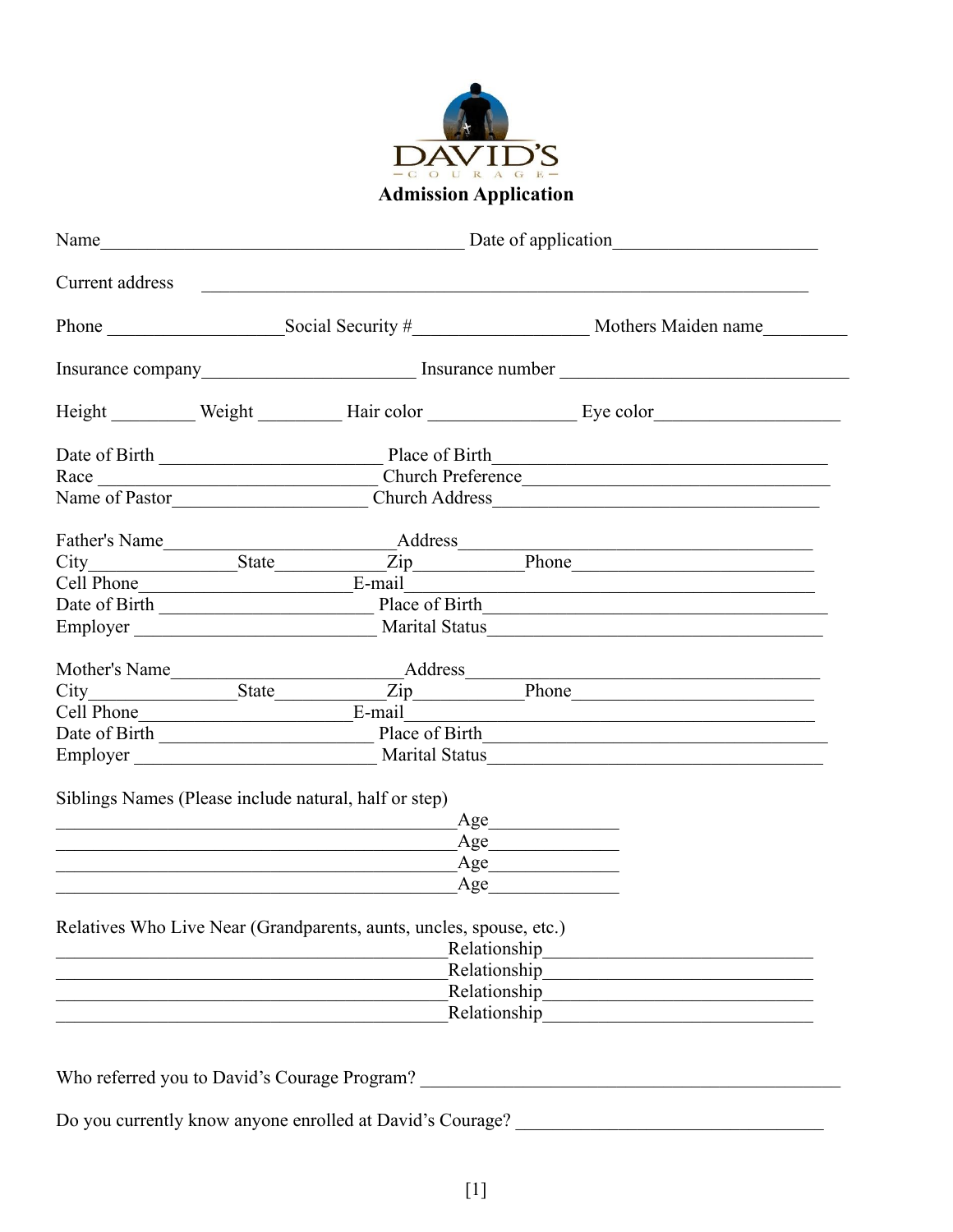DAVID'S
COURAGE

# Admission Application

Name________________________________________ Date of application______________________

Current address ____________________________________________________________________

Phone __________________Social Security #__________________ Mothers Maiden name_________

Insurance company_______________________ Insurance number ______________________________

Height _________ Weight _________ Hair color ________________ Eye color____________________

Date of Birth ________________________ Place of Birth____________________________________
Race ________________________________ Church Preference_________________________________
Name of Pastor_____________________ Church Address____________________________________

Father's Name_________________________Address________________________________________
City_______________State___________Zip___________Phone__________________________
Cell Phone_______________________E-mail_____________________________________________
Date of Birth _______________________ Place of Birth____________________________________
Employer __________________________ Marital Status___________________________________

Mother's Name_________________________Address_______________________________________
City_______________State___________Zip___________Phone__________________________
Cell Phone_______________________E-mail_____________________________________________
Date of Birth _______________________ Place of Birth____________________________________
Employer __________________________ Marital Status___________________________________

Siblings Names (Please include natural, half or step)
____________________________________________Age______________
____________________________________________Age______________
____________________________________________Age______________
____________________________________________Age______________

Relatives Who Live Near (Grandparents, aunts, uncles, spouse, etc.)
___________________________________________Relationship____________________________
___________________________________________Relationship____________________________
___________________________________________Relationship____________________________
___________________________________________Relationship____________________________

Who referred you to David's Courage Program? _______________________________________________

Do you currently know anyone enrolled at David's Courage? ___________________________________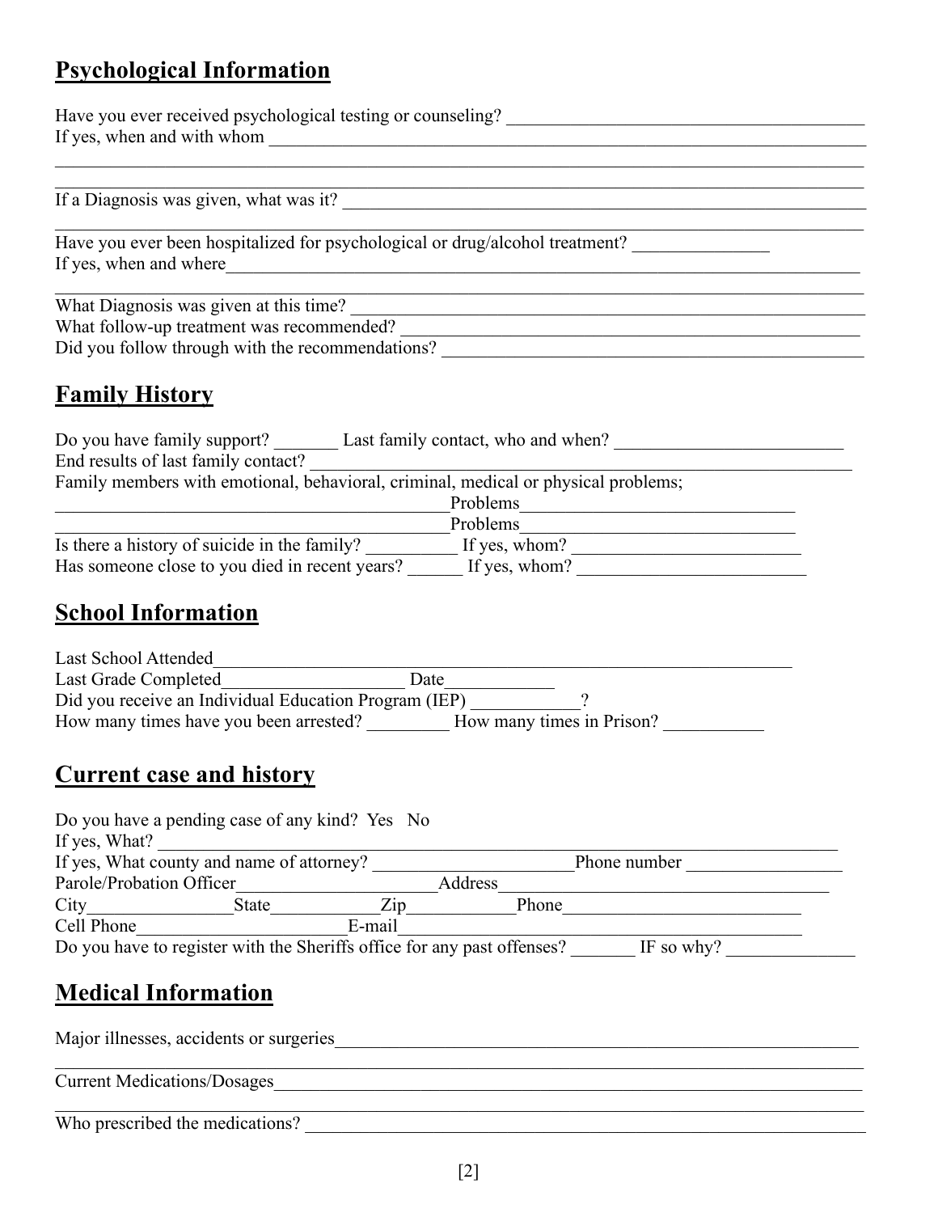## Psychological Information

Have you ever received psychological testing or counseling? ________________________________________
If yes, when and with whom ________________________________________________________________
________________________________________________________________________________
________________________________________________________________________________
If a Diagnosis was given, what was it? ________________________________________________________
________________________________________________________________________________
Have you ever been hospitalized for psychological or drug/alcohol treatment? _______________
If yes, when and where______________________________________________________________
________________________________________________________________________________
What Diagnosis was given at this time? ________________________________________________
What follow-up treatment was recommended? ____________________________________________
Did you follow through with the recommendations? _______________________________________

## Family History

Do you have family support? _______ Last family contact, who and when? _________________________
End results of last family contact? _____________________________________________________
Family members with emotional, behavioral, criminal, medical or physical problems;
______________________________________________Problems_____________________________
______________________________________________Problems_____________________________
Is there a history of suicide in the family? __________ If yes, whom? _________________________
Has someone close to you died in recent years? ______ If yes, whom? _________________________

## School Information

Last School Attended______________________________________________________________
Last Grade Completed____________________ Date____________
Did you receive an Individual Education Program (IEP) ____________?
How many times have you been arrested? _________ How many times in Prison? ___________

## Current case and history

Do you have a pending case of any kind? Yes No
If yes, What? _____________________________________________________________________
If yes, What county and name of attorney? ______________________Phone number _________________
Parole/Probation Officer______________________Address____________________________________
City________________State____________Zip___________Phone__________________________
Cell Phone_______________________E-mail________________________________________________
Do you have to register with the Sheriffs office for any past offenses? _______ IF so why? ______________

## Medical Information

Major illnesses, accidents or surgeries________________________________________________
________________________________________________________________________________
Current Medications/Dosages_______________________________________________________
________________________________________________________________________________
Who prescribed the medications? ___________________________________________________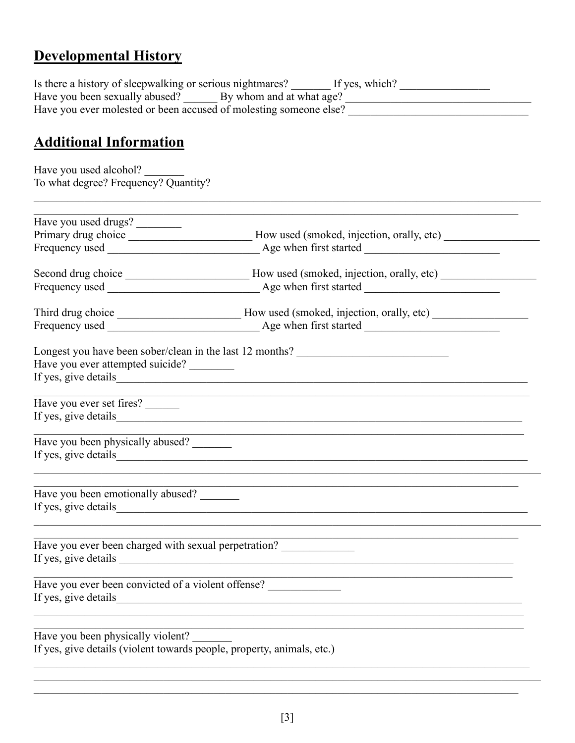## Developmental History

Is there a history of sleepwalking or serious nightmares? _______ If yes, which? _______________

Have you been sexually abused? ______ By whom and at what age? _______________________________

Have you ever molested or been accused of molesting someone else? _______________________________

## Additional Information

Have you used alcohol? _______

To what degree? Frequency? Quantity?

_______________________________________________________________________________________

_______________________________________________________________________________________

Have you used drugs? ________

Primary drug choice ______________________ How used (smoked, injection, orally, etc) _________________

Frequency used ___________________________ Age when first started ________________________

Second drug choice ______________________ How used (smoked, injection, orally, etc) _________________

Frequency used ___________________________ Age when first started ________________________

Third drug choice ______________________ How used (smoked, injection, orally, etc) _________________

Frequency used ___________________________ Age when first started ________________________

Longest you have been sober/clean in the last 12 months? ___________________________

Have you ever attempted suicide? ________

If yes, give details_______________________________________________________________________

_______________________________________________________________________________________

Have you ever set fires? ______

If yes, give details_______________________________________________________________________

_______________________________________________________________________________________

Have you been physically abused? _______

If yes, give details_______________________________________________________________________

_______________________________________________________________________________________

_______________________________________________________________________________________

Have you been emotionally abused? _______

If yes, give details_______________________________________________________________________

_______________________________________________________________________________________

_______________________________________________________________________________________

Have you ever been charged with sexual perpetration? ____________

If yes, give details _______________________________________________________________________

_______________________________________________________________________________________

Have you ever been convicted of a violent offense? ____________

If yes, give details_______________________________________________________________________

_______________________________________________________________________________________

_______________________________________________________________________________________

Have you been physically violent? _______

If yes, give details (violent towards people, property, animals, etc.)

_______________________________________________________________________________________

_______________________________________________________________________________________

_______________________________________________________________________________________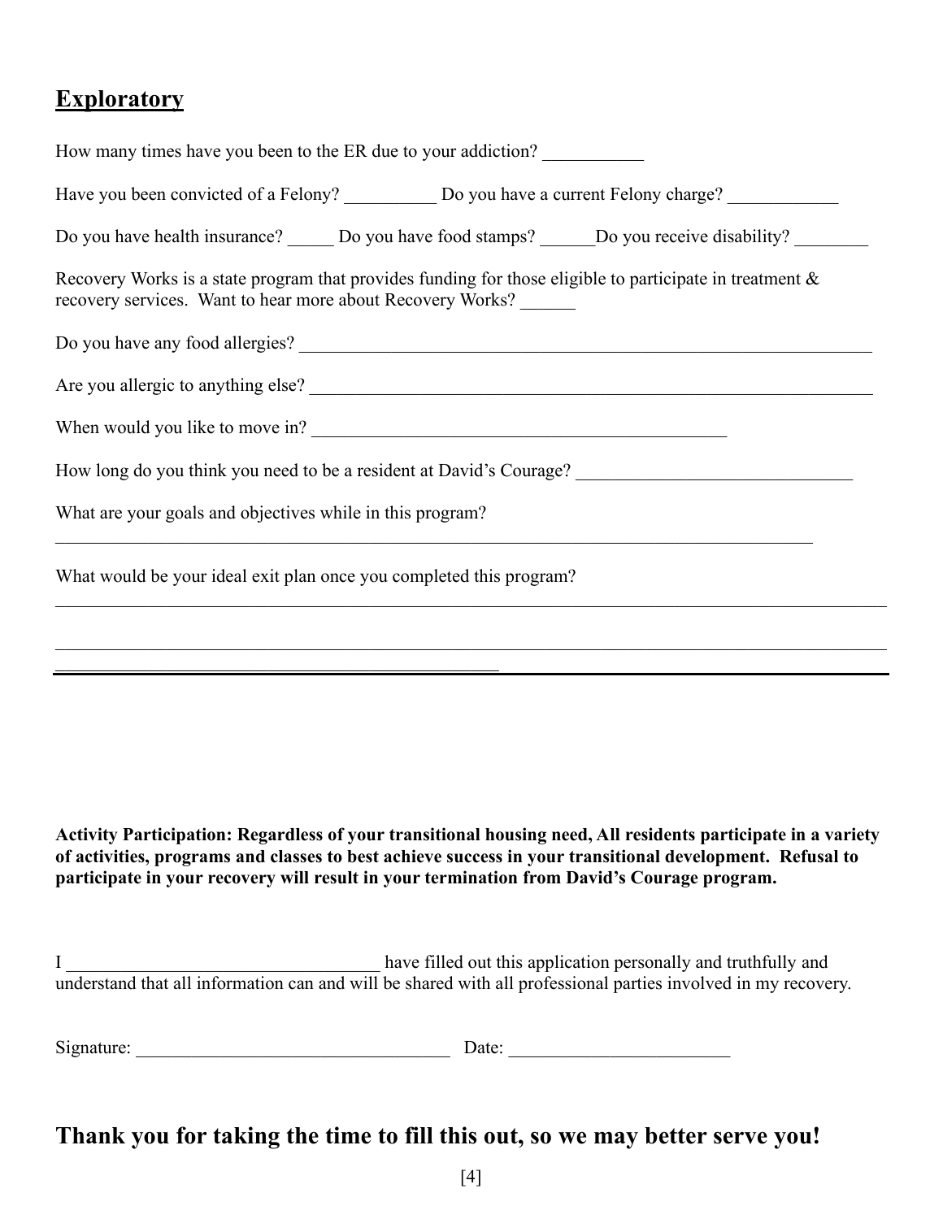## Exploratory

How many times have you been to the ER due to your addiction? ___________

Have you been convicted of a Felony? __________ Do you have a current Felony charge? ____________

Do you have health insurance? _____ Do you have food stamps? ______Do you receive disability? ________

Recovery Works is a state program that provides funding for those eligible to participate in treatment & recovery services. Want to hear more about Recovery Works? ______

Do you have any food allergies? _________________________________________________________________

Are you allergic to anything else? _______________________________________________________________

When would you like to move in? _______________________________________________

How long do you think you need to be a resident at David's Courage? ______________________________

What are your goals and objectives while in this program?

_________________________________________________________________________________________

What would be your ideal exit plan once you completed this program?

_____________________________________________________________________________________________

_____________________________________________________________________________________________

__________________________________________________

**Activity Participation: Regardless of your transitional housing need, All residents participate in a variety of activities, programs and classes to best achieve success in your transitional development. Refusal to participate in your recovery will result in your termination from David's Courage program.**

I __________________________________ have filled out this application personally and truthfully and understand that all information can and will be shared with all professional parties involved in my recovery.

Signature: __________________________________ Date: ________________________

## Thank you for taking the time to fill this out, so we may better serve you!